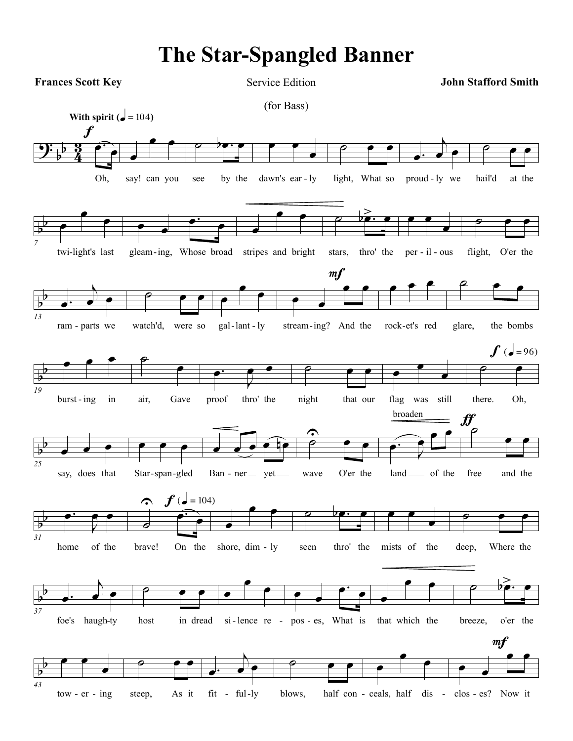# The Star-Spangled Banner

**Frances Scott Key** — Service Edition — **John Stafford Smith**

(for Bass)

**With spirit** (♩ = 104)

Oh, say! can you see by the dawn's ear-ly light, What so proud-ly we hail'd at the twi-light's last gleam-ing, Whose broad stripes and bright stars, thro' the per-il-ous flight, O'er the ram-parts we watch'd, were so gal-lant-ly stream-ing? And the rock-et's red glare, the bombs burst-ing in air, Gave proof thro' the night that our flag was still there. Oh, say, does that Star-span-gled Ban-ner yet wave O'er the land of the free and the home of the brave!

On the shore, dim-ly seen thro' the mists of the deep, Where the foe's haugh-ty host in dread si-lence re-pos-es, What is that which the breeze, o'er the tow-er-ing steep, As it fit-ful-ly blows, half con-ceals, half dis-clos-es? Now it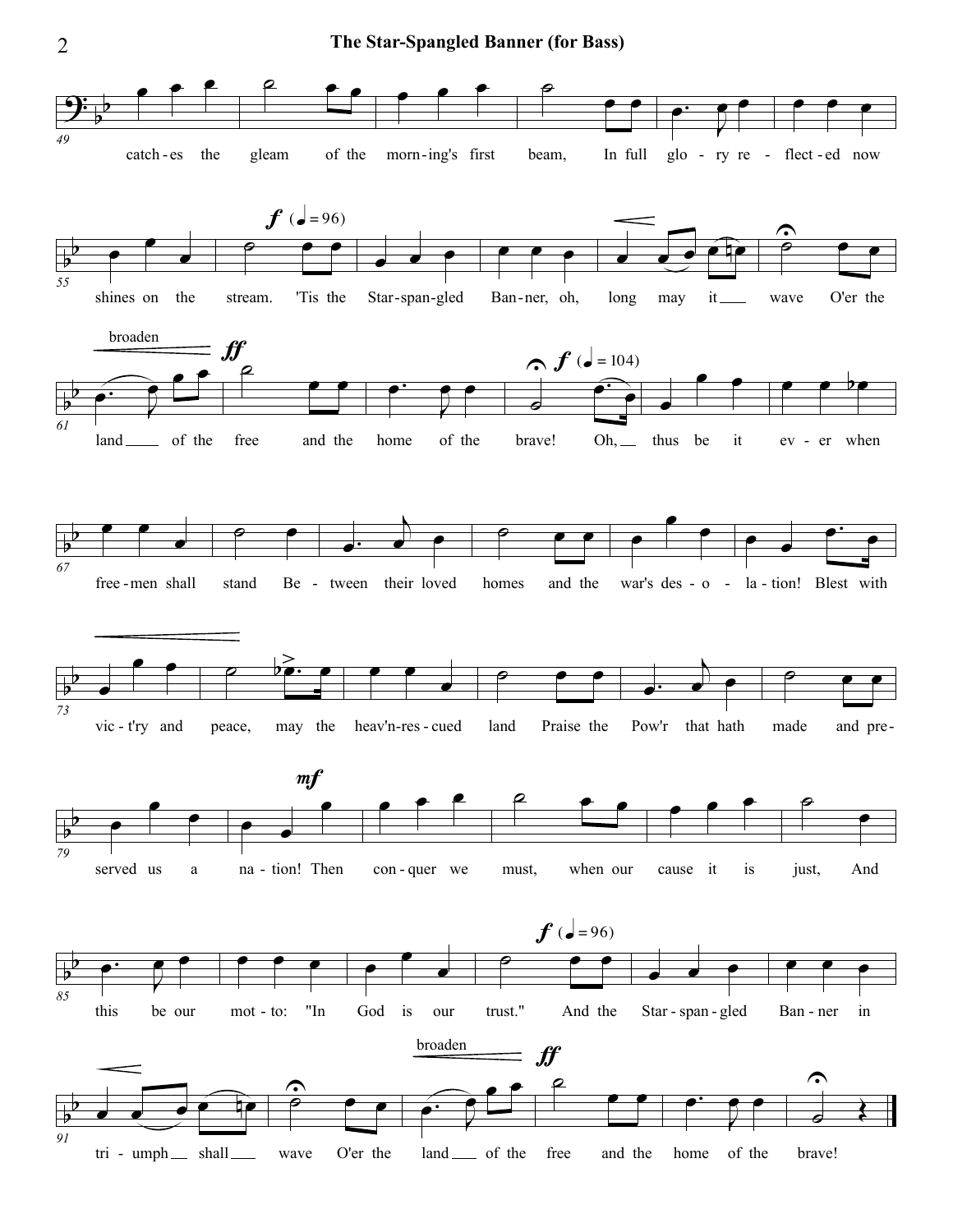catch - es the gleam of the morn - ing's first beam, In full glo - ry re - flect - ed now

*f* (♩ = 96)

shines on the stream. 'Tis the Star - span - gled Ban - ner, oh, long may it wave O'er the

broaden *ff* *f* (♩ = 104)

land of the free and the home of the brave! Oh, thus be it ev - er when

free - men shall stand Be - tween their loved homes and the war's des - o - la - tion! Blest with

vic - t'ry and peace, may the heav'n - res - cued land Praise the Pow'r that hath made and pre -

*mf*

served us a na - tion! Then con - quer we must, when our cause it is just, And

*f* (♩ = 96)

this be our mot - to: "In God is our trust." And the Star - span - gled Ban - ner in

broaden *ff*

tri - umph shall wave O'er the land of the free and the home of the brave!